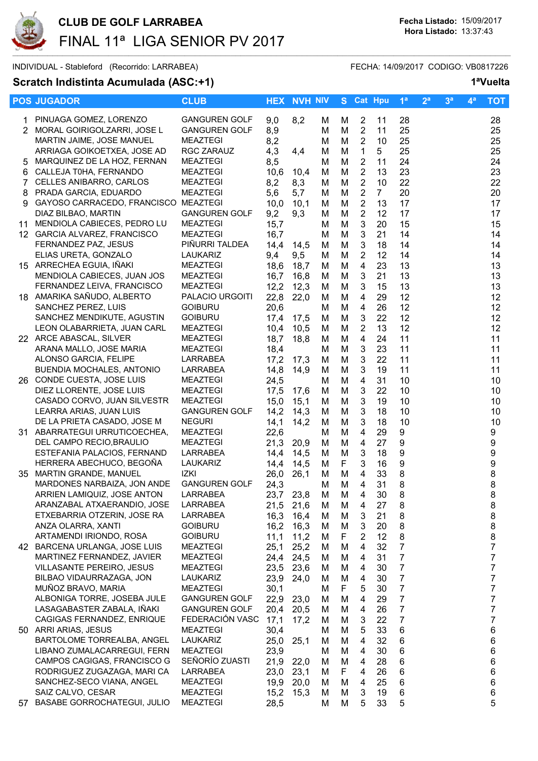# CLUB DE GOLF LARRABEA

## FINAL 11ª LIGA SENIOR PV 2017

**Fecha Listado:** 15/09/2017
**Hora Listado:** 13:37:43

INDIVIDUAL - Stableford (Recorrido: LARRABEA) FECHA: 14/09/2017 CODIGO: VB0817226

### Scratch Indistinta Acumulada (ASC:+1) 1ªVuelta

| POS | JUGADOR | CLUB | HEX | NVH | NIV | S | Cat | Hpu | 1ª | 2ª | 3ª | 4ª | TOT |
|---|---|---|---|---|---|---|---|---|---|---|---|---|---|
| 1 | PINUAGA GOMEZ, LORENZO | GANGUREN GOLF | 9,0 | 8,2 | M | M | 2 | 11 | 28 | | | | 28 |
| 2 | MORAL GOIRIGOLZARRI, JOSE L | GANGUREN GOLF | 8,9 | | M | M | 2 | 11 | 25 | | | | 25 |
| | MARTIN JAIME, JOSE MANUEL | MEAZTEGI | 8,2 | | M | M | 2 | 10 | 25 | | | | 25 |
| | ARRIAGA GOIKOETXEA, JOSE AD | RGC ZARAUZ | 4,3 | 4,4 | M | M | 1 | 5 | 25 | | | | 25 |
| 5 | MARQUINEZ DE LA HOZ, FERNAN | MEAZTEGI | 8,5 | | M | M | 2 | 11 | 24 | | | | 24 |
| 6 | CALLEJA T0HA, FERNANDO | MEAZTEGI | 10,6 | 10,4 | M | M | 2 | 13 | 23 | | | | 23 |
| 7 | CELLES ANIBARRO, CARLOS | MEAZTEGI | 8,2 | 8,3 | M | M | 2 | 10 | 22 | | | | 22 |
| 8 | PRADA GARCIA, EDUARDO | MEAZTEGI | 5,6 | 5,7 | M | M | 2 | 7 | 20 | | | | 20 |
| 9 | GAYOSO CARRACEDO, FRANCISCO | MEAZTEGI | 10,0 | 10,1 | M | M | 2 | 13 | 17 | | | | 17 |
| | DIAZ BILBAO, MARTIN | GANGUREN GOLF | 9,2 | 9,3 | M | M | 2 | 12 | 17 | | | | 17 |
| 11 | MENDIOLA CABIECES, PEDRO LU | MEAZTEGI | 15,7 | | M | M | 3 | 20 | 15 | | | | 15 |
| 12 | GARCIA ALVAREZ, FRANCISCO | MEAZTEGI | 16,7 | | M | M | 3 | 21 | 14 | | | | 14 |
| | FERNANDEZ PAZ, JESUS | PIÑURRI TALDEA | 14,4 | 14,5 | M | M | 3 | 18 | 14 | | | | 14 |
| | ELIAS URETA, GONZALO | LAUKARIZ | 9,4 | 9,5 | M | M | 2 | 12 | 14 | | | | 14 |
| 15 | ARRECHEA EGUIA, IÑAKI | MEAZTEGI | 18,6 | 18,7 | M | M | 4 | 23 | 13 | | | | 13 |
| | MENDIOLA CABIECES, JUAN JOS | MEAZTEGI | 16,7 | 16,8 | M | M | 3 | 21 | 13 | | | | 13 |
| | FERNANDEZ LEIVA, FRANCISCO | MEAZTEGI | 12,2 | 12,3 | M | M | 3 | 15 | 13 | | | | 13 |
| 18 | AMARIKA SAÑUDO, ALBERTO | PALACIO URGOITI | 22,8 | 22,0 | M | M | 4 | 29 | 12 | | | | 12 |
| | SANCHEZ PEREZ, LUIS | GOIBURU | 20,6 | | M | M | 4 | 26 | 12 | | | | 12 |
| | SANCHEZ MENDIKUTE, AGUSTIN | GOIBURU | 17,4 | 17,5 | M | M | 3 | 22 | 12 | | | | 12 |
| | LEON OLABARRIETA, JUAN CARL | MEAZTEGI | 10,4 | 10,5 | M | M | 2 | 13 | 12 | | | | 12 |
| 22 | ARCE ABASCAL, SILVER | MEAZTEGI | 18,7 | 18,8 | M | M | 4 | 24 | 11 | | | | 11 |
| | ARANA MALLO, JOSE MARIA | MEAZTEGI | 18,4 | | M | M | 3 | 23 | 11 | | | | 11 |
| | ALONSO GARCIA, FELIPE | LARRABEA | 17,2 | 17,3 | M | M | 3 | 22 | 11 | | | | 11 |
| | BUENDIA MOCHALES, ANTONIO | LARRABEA | 14,8 | 14,9 | M | M | 3 | 19 | 11 | | | | 11 |
| 26 | CONDE CUESTA, JOSE LUIS | MEAZTEGI | 24,5 | | M | M | 4 | 31 | 10 | | | | 10 |
| | DIEZ LLORENTE, JOSE LUIS | MEAZTEGI | 17,5 | 17,6 | M | M | 3 | 22 | 10 | | | | 10 |
| | CASADO CORVO, JUAN SILVESTR | MEAZTEGI | 15,0 | 15,1 | M | M | 3 | 19 | 10 | | | | 10 |
| | LEARRA ARIAS, JUAN LUIS | GANGUREN GOLF | 14,2 | 14,3 | M | M | 3 | 18 | 10 | | | | 10 |
| | DE LA PRIETA CASADO, JOSE M | NEGURI | 14,1 | 14,2 | M | M | 3 | 18 | 10 | | | | 10 |
| 31 | ABARRATEGUI URRUTICOECHEA, | MEAZTEGI | 22,6 | | M | M | 4 | 29 | 9 | | | | 9 |
| | DEL CAMPO RECIO,BRAULIO | MEAZTEGI | 21,3 | 20,9 | M | M | 4 | 27 | 9 | | | | 9 |
| | ESTEFANIA PALACIOS, FERNAND | LARRABEA | 14,4 | 14,5 | M | M | 3 | 18 | 9 | | | | 9 |
| | HERRERA ABECHUCO, BEGOÑA | LAUKARIZ | 14,4 | 14,5 | M | F | 3 | 16 | 9 | | | | 9 |
| 35 | MARTIN GRANDE, MANUEL | IZKI | 26,0 | 26,1 | M | M | 4 | 33 | 8 | | | | 8 |
| | MARDONES NARBAIZA, JON ANDE | GANGUREN GOLF | 24,3 | | M | M | 4 | 31 | 8 | | | | 8 |
| | ARRIEN LAMIQUIZ, JOSE ANTON | LARRABEA | 23,7 | 23,8 | M | M | 4 | 30 | 8 | | | | 8 |
| | ARANZABAL ATXAERANDIO, JOSE | LARRABEA | 21,5 | 21,6 | M | M | 4 | 27 | 8 | | | | 8 |
| | ETXEBARRIA OTZERIN, JOSE RA | LARRABEA | 16,3 | 16,4 | M | M | 3 | 21 | 8 | | | | 8 |
| | ANZA OLARRA, XANTI | GOIBURU | 16,2 | 16,3 | M | M | 3 | 20 | 8 | | | | 8 |
| | ARTAMENDI IRIONDO, ROSA | GOIBURU | 11,1 | 11,2 | M | F | 2 | 12 | 8 | | | | 8 |
| 42 | BARCENA URLANGA, JOSE LUIS | MEAZTEGI | 25,1 | 25,2 | M | M | 4 | 32 | 7 | | | | 7 |
| | MARTINEZ FERNANDEZ, JAVIER | MEAZTEGI | 24,4 | 24,5 | M | M | 4 | 31 | 7 | | | | 7 |
| | VILLASANTE PEREIRO, JESUS | MEAZTEGI | 23,5 | 23,6 | M | M | 4 | 30 | 7 | | | | 7 |
| | BILBAO VIDAURRAZAGA, JON | LAUKARIZ | 23,9 | 24,0 | M | M | 4 | 30 | 7 | | | | 7 |
| | MUÑOZ BRAVO, MARIA | MEAZTEGI | 30,1 | | M | F | 5 | 30 | 7 | | | | 7 |
| | ALBONIGA TORRE, JOSEBA JULE | GANGUREN GOLF | 22,9 | 23,0 | M | M | 4 | 29 | 7 | | | | 7 |
| | LASAGABASTER ZABALA, IÑAKI | GANGUREN GOLF | 20,4 | 20,5 | M | M | 4 | 26 | 7 | | | | 7 |
| | CAGIGAS FERNANDEZ, ENRIQUE | FEDERACIÓN VASC | 17,1 | 17,2 | M | M | 3 | 22 | 7 | | | | 7 |
| 50 | ARRI ARIAS, JESUS | MEAZTEGI | 30,4 | | M | M | 5 | 33 | 6 | | | | 6 |
| | BARTOLOME TORREALBA, ANGEL | LAUKARIZ | 25,0 | 25,1 | M | M | 4 | 32 | 6 | | | | 6 |
| | LIBANO ZUMALACARREGUI, FERN | MEAZTEGI | 23,9 | | M | M | 4 | 30 | 6 | | | | 6 |
| | CAMPOS CAGIGAS, FRANCISCO G | SEÑORÍO ZUASTI | 21,9 | 22,0 | M | M | 4 | 28 | 6 | | | | 6 |
| | RODRIGUEZ ZUGAZAGA, MARI CA | LARRABEA | 23,0 | 23,1 | M | F | 4 | 26 | 6 | | | | 6 |
| | SANCHEZ-SECO VIANA, ANGEL | MEAZTEGI | 19,9 | 20,0 | M | M | 4 | 25 | 6 | | | | 6 |
| | SAIZ CALVO, CESAR | MEAZTEGI | 15,2 | 15,3 | M | M | 3 | 19 | 6 | | | | 6 |
| 57 | BASABE GORROCHATEGUI, JULIO | MEAZTEGI | 28,5 | | M | M | 5 | 33 | 5 | | | | 5 |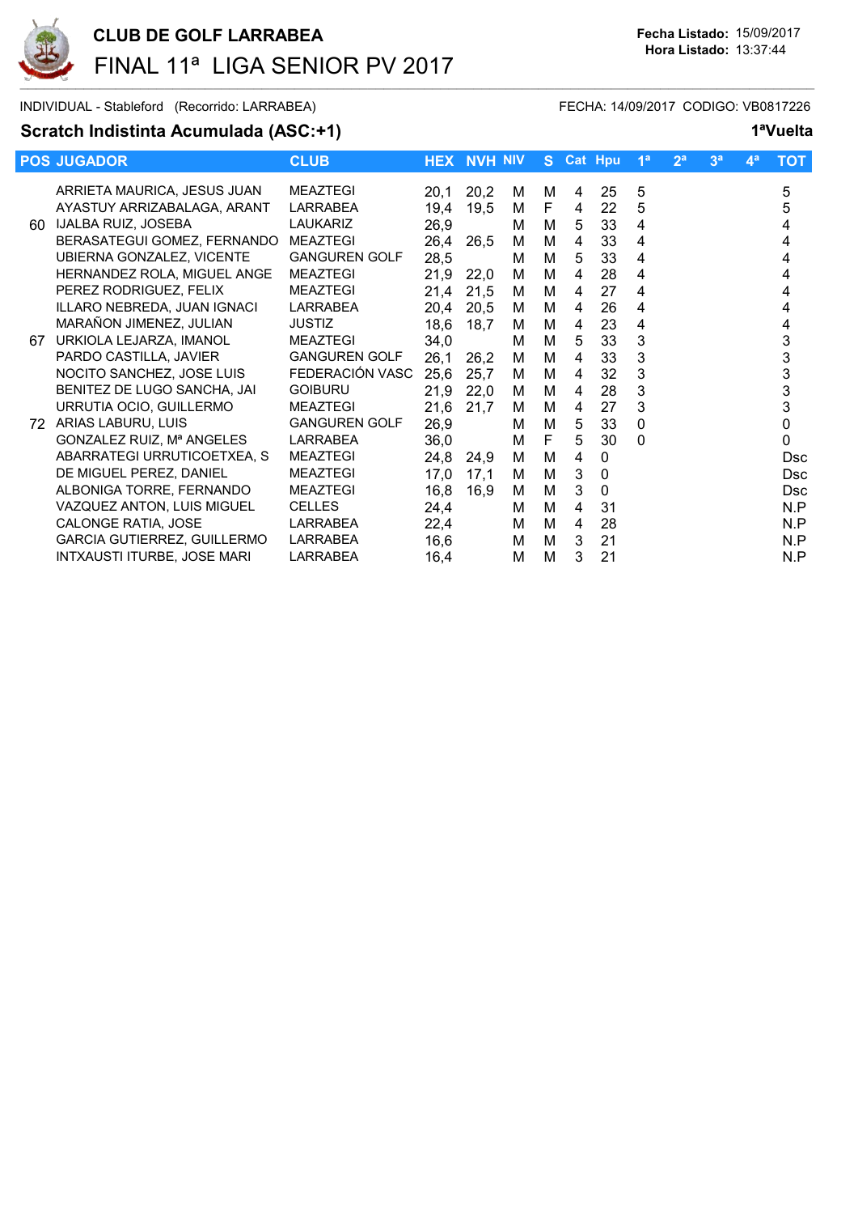# CLUB DE GOLF LARRABEA

## FINAL 11ª LIGA SENIOR PV 2017

**Fecha Listado:** 15/09/2017
**Hora Listado:** 13:37:44

INDIVIDUAL - Stableford (Recorrido: LARRABEA) FECHA: 14/09/2017 CODIGO: VB0817226

### Scratch Indistinta Acumulada (ASC:+1) 1ªVuelta

| POS | JUGADOR | CLUB | HEX | NVH | NIV | S | Cat | Hpu | 1ª | 2ª | 3ª | 4ª | TOT |
|---|---|---|---|---|---|---|---|---|---|---|---|---|---|
| | ARRIETA MAURICA, JESUS JUAN | MEAZTEGI | 20,1 | 20,2 | M | M | 4 | 25 | 5 | | | | 5 |
| | AYASTUY ARRIZABALAGA, ARANT | LARRABEA | 19,4 | 19,5 | M | F | 4 | 22 | 5 | | | | 5 |
| 60 | IJALBA RUIZ, JOSEBA | LAUKARIZ | 26,9 | | M | M | 5 | 33 | 4 | | | | 4 |
| | BERASATEGUI GOMEZ, FERNANDO | MEAZTEGI | 26,4 | 26,5 | M | M | 4 | 33 | 4 | | | | 4 |
| | UBIERNA GONZALEZ, VICENTE | GANGUREN GOLF | 28,5 | | M | M | 5 | 33 | 4 | | | | 4 |
| | HERNANDEZ ROLA, MIGUEL ANGE | MEAZTEGI | 21,9 | 22,0 | M | M | 4 | 28 | 4 | | | | 4 |
| | PEREZ RODRIGUEZ, FELIX | MEAZTEGI | 21,4 | 21,5 | M | M | 4 | 27 | 4 | | | | 4 |
| | ILLARO NEBREDA, JUAN IGNACI | LARRABEA | 20,4 | 20,5 | M | M | 4 | 26 | 4 | | | | 4 |
| | MARAÑON JIMENEZ, JULIAN | JUSTIZ | 18,6 | 18,7 | M | M | 4 | 23 | 4 | | | | 4 |
| 67 | URKIOLA LEJARZA, IMANOL | MEAZTEGI | 34,0 | | M | M | 5 | 33 | 3 | | | | 3 |
| | PARDO CASTILLA, JAVIER | GANGUREN GOLF | 26,1 | 26,2 | M | M | 4 | 33 | 3 | | | | 3 |
| | NOCITO SANCHEZ, JOSE LUIS | FEDERACIÓN VASC | 25,6 | 25,7 | M | M | 4 | 32 | 3 | | | | 3 |
| | BENITEZ DE LUGO SANCHA, JAI | GOIBURU | 21,9 | 22,0 | M | M | 4 | 28 | 3 | | | | 3 |
| | URRUTIA OCIO, GUILLERMO | MEAZTEGI | 21,6 | 21,7 | M | M | 4 | 27 | 3 | | | | 3 |
| 72 | ARIAS LABURU, LUIS | GANGUREN GOLF | 26,9 | | M | M | 5 | 33 | 0 | | | | 0 |
| | GONZALEZ RUIZ, Mª ANGELES | LARRABEA | 36,0 | | M | F | 5 | 30 | 0 | | | | 0 |
| | ABARRATEGI URRUTICOETXEA, S | MEAZTEGI | 24,8 | 24,9 | M | M | 4 | 0 | | | | | Dsc |
| | DE MIGUEL PEREZ, DANIEL | MEAZTEGI | 17,0 | 17,1 | M | M | 3 | 0 | | | | | Dsc |
| | ALBONIGA TORRE, FERNANDO | MEAZTEGI | 16,8 | 16,9 | M | M | 3 | 0 | | | | | Dsc |
| | VAZQUEZ ANTON, LUIS MIGUEL | CELLES | 24,4 | | M | M | 4 | 31 | | | | | N.P |
| | CALONGE RATIA, JOSE | LARRABEA | 22,4 | | M | M | 4 | 28 | | | | | N.P |
| | GARCIA GUTIERREZ, GUILLERMO | LARRABEA | 16,6 | | M | M | 3 | 21 | | | | | N.P |
| | INTXAUSTI ITURBE, JOSE MARI | LARRABEA | 16,4 | | M | M | 3 | 21 | | | | | N.P |